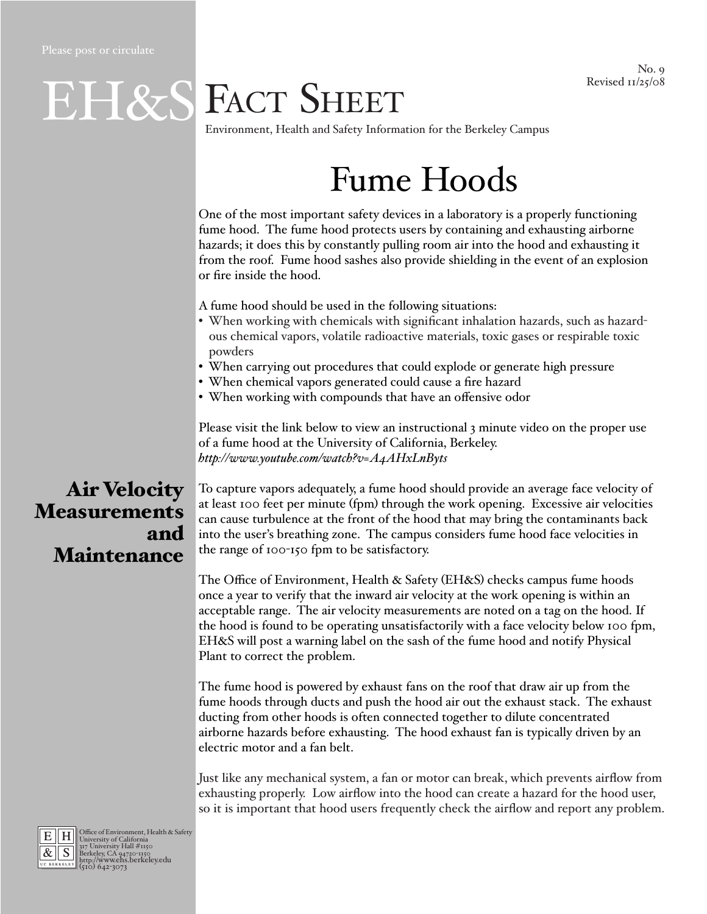Please post or circulate

No. 9
Revised 11/25/08

# EH&S Fact Sheet

Environment, Health and Safety Information for the Berkeley Campus

# Fume Hoods

One of the most important safety devices in a laboratory is a properly functioning fume hood. The fume hood protects users by containing and exhausting airborne hazards; it does this by constantly pulling room air into the hood and exhausting it from the roof. Fume hood sashes also provide shielding in the event of an explosion or fire inside the hood.

A fume hood should be used in the following situations:

- When working with chemicals with significant inhalation hazards, such as hazardous chemical vapors, volatile radioactive materials, toxic gases or respirable toxic powders
- When carrying out procedures that could explode or generate high pressure
- When chemical vapors generated could cause a fire hazard
- When working with compounds that have an offensive odor

Please visit the link below to view an instructional 3 minute video on the proper use of a fume hood at the University of California, Berkeley.
*http://www.youtube.com/watch?v=A4AHxLnByts*

## Air Velocity Measurements and Maintenance

To capture vapors adequately, a fume hood should provide an average face velocity of at least 100 feet per minute (fpm) through the work opening. Excessive air velocities can cause turbulence at the front of the hood that may bring the contaminants back into the user's breathing zone. The campus considers fume hood face velocities in the range of 100-150 fpm to be satisfactory.

The Office of Environment, Health & Safety (EH&S) checks campus fume hoods once a year to verify that the inward air velocity at the work opening is within an acceptable range. The air velocity measurements are noted on a tag on the hood. If the hood is found to be operating unsatisfactorily with a face velocity below 100 fpm, EH&S will post a warning label on the sash of the fume hood and notify Physical Plant to correct the problem.

The fume hood is powered by exhaust fans on the roof that draw air up from the fume hoods through ducts and push the hood air out the exhaust stack. The exhaust ducting from other hoods is often connected together to dilute concentrated airborne hazards before exhausting. The hood exhaust fan is typically driven by an electric motor and a fan belt.

Just like any mechanical system, a fan or motor can break, which prevents airflow from exhausting properly. Low airflow into the hood can create a hazard for the hood user, so it is important that hood users frequently check the airflow and report any problem.

Office of Environment, Health & Safety
University of California
317 University Hall #1150
Berkeley, CA 94720-1150
http://www.ehs.berkeley.edu
(510) 642-3073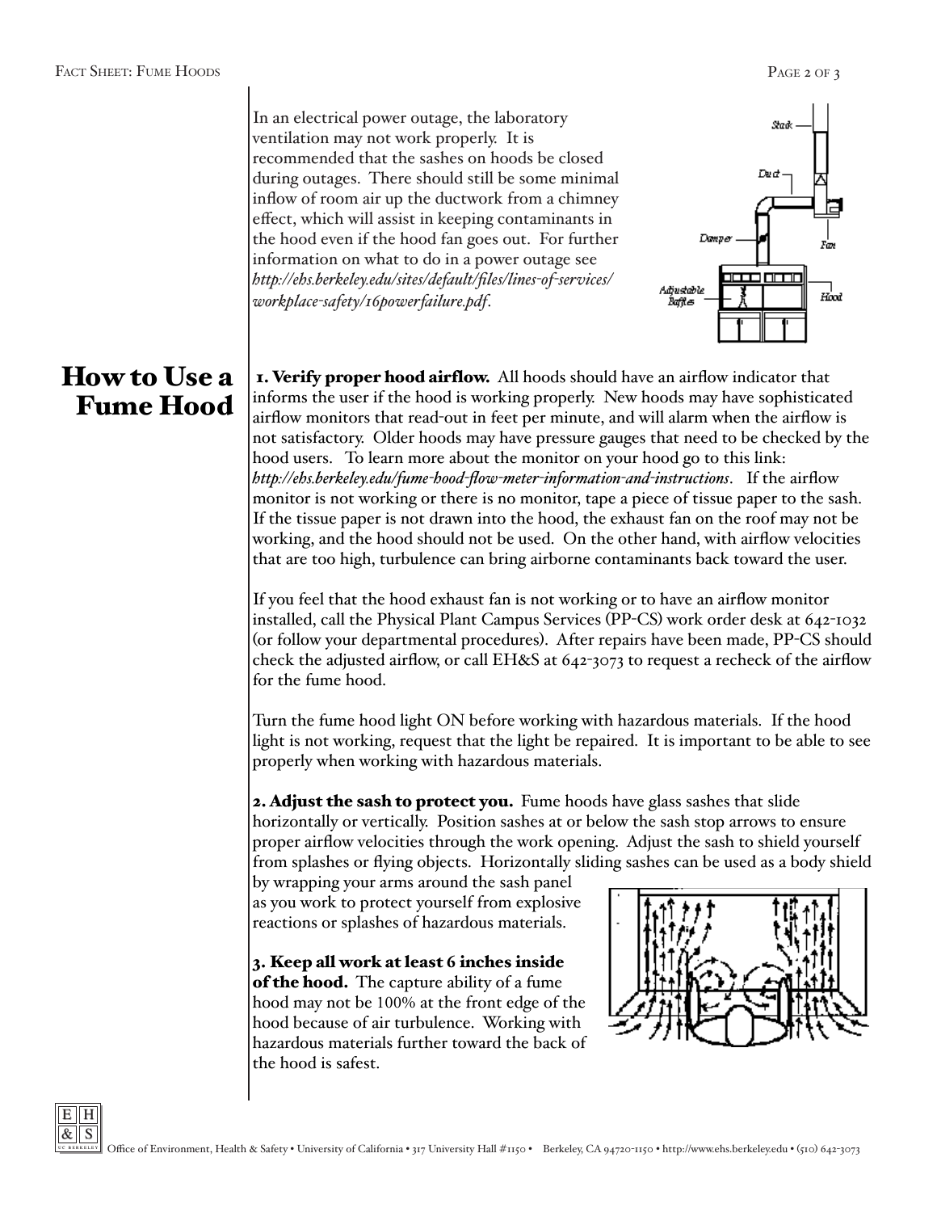In an electrical power outage, the laboratory ventilation may not work properly. It is recommended that the sashes on hoods be closed during outages. There should still be some minimal inflow of room air up the ductwork from a chimney effect, which will assist in keeping contaminants in the hood even if the hood fan goes out. For further information on what to do in a power outage see *http://ehs.berkeley.edu/sites/default/files/lines-of-services/workplace-safety/16powerfailure.pdf*.

## How to Use a Fume Hood

**1. Verify proper hood airflow.** All hoods should have an airflow indicator that informs the user if the hood is working properly. New hoods may have sophisticated airflow monitors that read-out in feet per minute, and will alarm when the airflow is not satisfactory. Older hoods may have pressure gauges that need to be checked by the hood users. To learn more about the monitor on your hood go to this link: *http://ehs.berkeley.edu/fume-hood-flow-meter-information-and-instructions*. If the airflow monitor is not working or there is no monitor, tape a piece of tissue paper to the sash. If the tissue paper is not drawn into the hood, the exhaust fan on the roof may not be working, and the hood should not be used. On the other hand, with airflow velocities that are too high, turbulence can bring airborne contaminants back toward the user.

If you feel that the hood exhaust fan is not working or to have an airflow monitor installed, call the Physical Plant Campus Services (PP-CS) work order desk at 642-1032 (or follow your departmental procedures). After repairs have been made, PP-CS should check the adjusted airflow, or call EH&S at 642-3073 to request a recheck of the airflow for the fume hood.

Turn the fume hood light ON before working with hazardous materials. If the hood light is not working, request that the light be repaired. It is important to be able to see properly when working with hazardous materials.

**2. Adjust the sash to protect you.** Fume hoods have glass sashes that slide horizontally or vertically. Position sashes at or below the sash stop arrows to ensure proper airflow velocities through the work opening. Adjust the sash to shield yourself from splashes or flying objects. Horizontally sliding sashes can be used as a body shield by wrapping your arms around the sash panel as you work to protect yourself from explosive reactions or splashes of hazardous materials.

**3. Keep all work at least 6 inches inside of the hood.** The capture ability of a fume hood may not be 100% at the front edge of the hood because of air turbulence. Working with hazardous materials further toward the back of the hood is safest.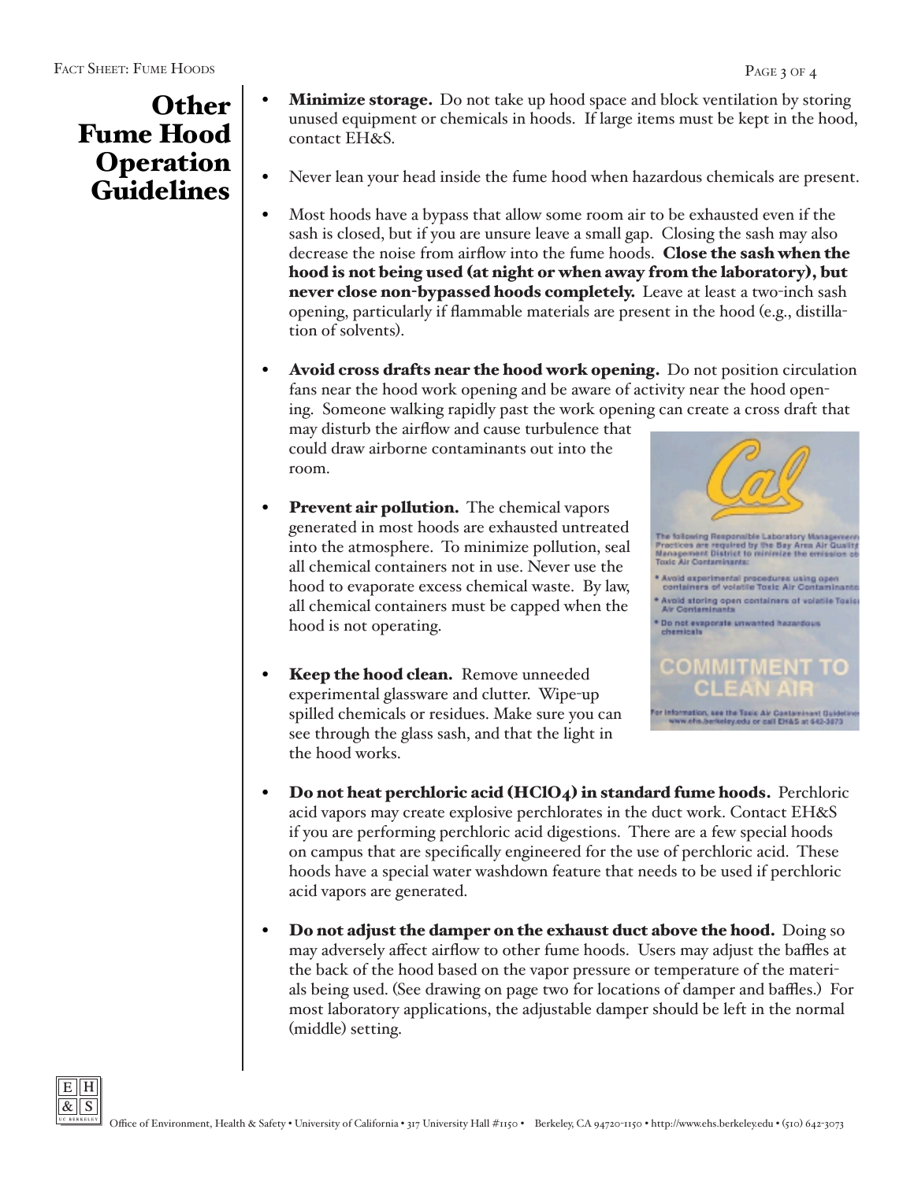## Other Fume Hood Operation Guidelines

- **Minimize storage.** Do not take up hood space and block ventilation by storing unused equipment or chemicals in hoods. If large items must be kept in the hood, contact EH&S.
- Never lean your head inside the fume hood when hazardous chemicals are present.
- Most hoods have a bypass that allow some room air to be exhausted even if the sash is closed, but if you are unsure leave a small gap. Closing the sash may also decrease the noise from airflow into the fume hoods. **Close the sash when the hood is not being used (at night or when away from the laboratory), but never close non-bypassed hoods completely.** Leave at least a two-inch sash opening, particularly if flammable materials are present in the hood (e.g., distillation of solvents).
- **Avoid cross drafts near the hood work opening.** Do not position circulation fans near the hood work opening and be aware of activity near the hood opening. Someone walking rapidly past the work opening can create a cross draft that may disturb the airflow and cause turbulence that could draw airborne contaminants out into the room.
- **Prevent air pollution.** The chemical vapors generated in most hoods are exhausted untreated into the atmosphere. To minimize pollution, seal all chemical containers not in use. Never use the hood to evaporate excess chemical waste. By law, all chemical containers must be capped when the hood is not operating.
- **Keep the hood clean.** Remove unneeded experimental glassware and clutter. Wipe-up spilled chemicals or residues. Make sure you can see through the glass sash, and that the light in the hood works.

Cal

The following Responsible Laboratory Management Practices are required by the Bay Area Air Quality Management District to minimize the emission of Toxic Air Contaminants:

- Avoid experimental procedures using open containers of volatile Toxic Air Contaminants
- Avoid storing open containers of volatile Toxic Air Contaminants
- Do not evaporate unwanted hazardous chemicals

COMMITMENT TO CLEAN AIR

For information, see the Toxic Air Contaminant Guidelines www.ehs.berkeley.edu or call EH&S at 642-3073

- **Do not heat perchloric acid ($HClO_4$) in standard fume hoods.** Perchloric acid vapors may create explosive perchlorates in the duct work. Contact EH&S if you are performing perchloric acid digestions. There are a few special hoods on campus that are specifically engineered for the use of perchloric acid. These hoods have a special water washdown feature that needs to be used if perchloric acid vapors are generated.
- **Do not adjust the damper on the exhaust duct above the hood.** Doing so may adversely affect airflow to other fume hoods. Users may adjust the baffles at the back of the hood based on the vapor pressure or temperature of the materials being used. (See drawing on page two for locations of damper and baffles.) For most laboratory applications, the adjustable damper should be left in the normal (middle) setting.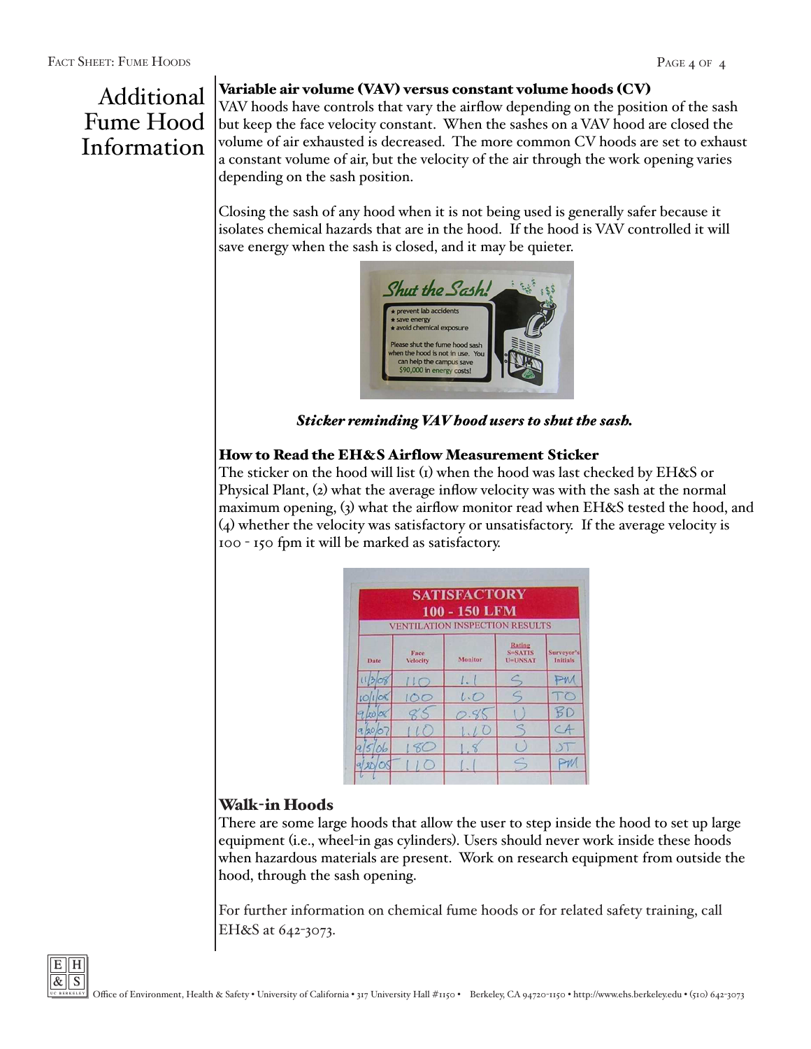## Additional Fume Hood Information

### Variable air volume (VAV) versus constant volume hoods (CV)

VAV hoods have controls that vary the airflow depending on the position of the sash but keep the face velocity constant. When the sashes on a VAV hood are closed the volume of air exhausted is decreased. The more common CV hoods are set to exhaust a constant volume of air, but the velocity of the air through the work opening varies depending on the sash position.

Closing the sash of any hood when it is not being used is generally safer because it isolates chemical hazards that are in the hood. If the hood is VAV controlled it will save energy when the sash is closed, and it may be quieter.

***Sticker reminding VAV hood users to shut the sash.***

### How to Read the EH&S Airflow Measurement Sticker

The sticker on the hood will list (1) when the hood was last checked by EH&S or Physical Plant, (2) what the average inflow velocity was with the sash at the normal maximum opening, (3) what the airflow monitor read when EH&S tested the hood, and (4) whether the velocity was satisfactory or unsatisfactory. If the average velocity is 100 - 150 fpm it will be marked as satisfactory.

### Walk-in Hoods

There are some large hoods that allow the user to step inside the hood to set up large equipment (i.e., wheel-in gas cylinders). Users should never work inside these hoods when hazardous materials are present. Work on research equipment from outside the hood, through the sash opening.

For further information on chemical fume hoods or for related safety training, call EH&S at 642-3073.